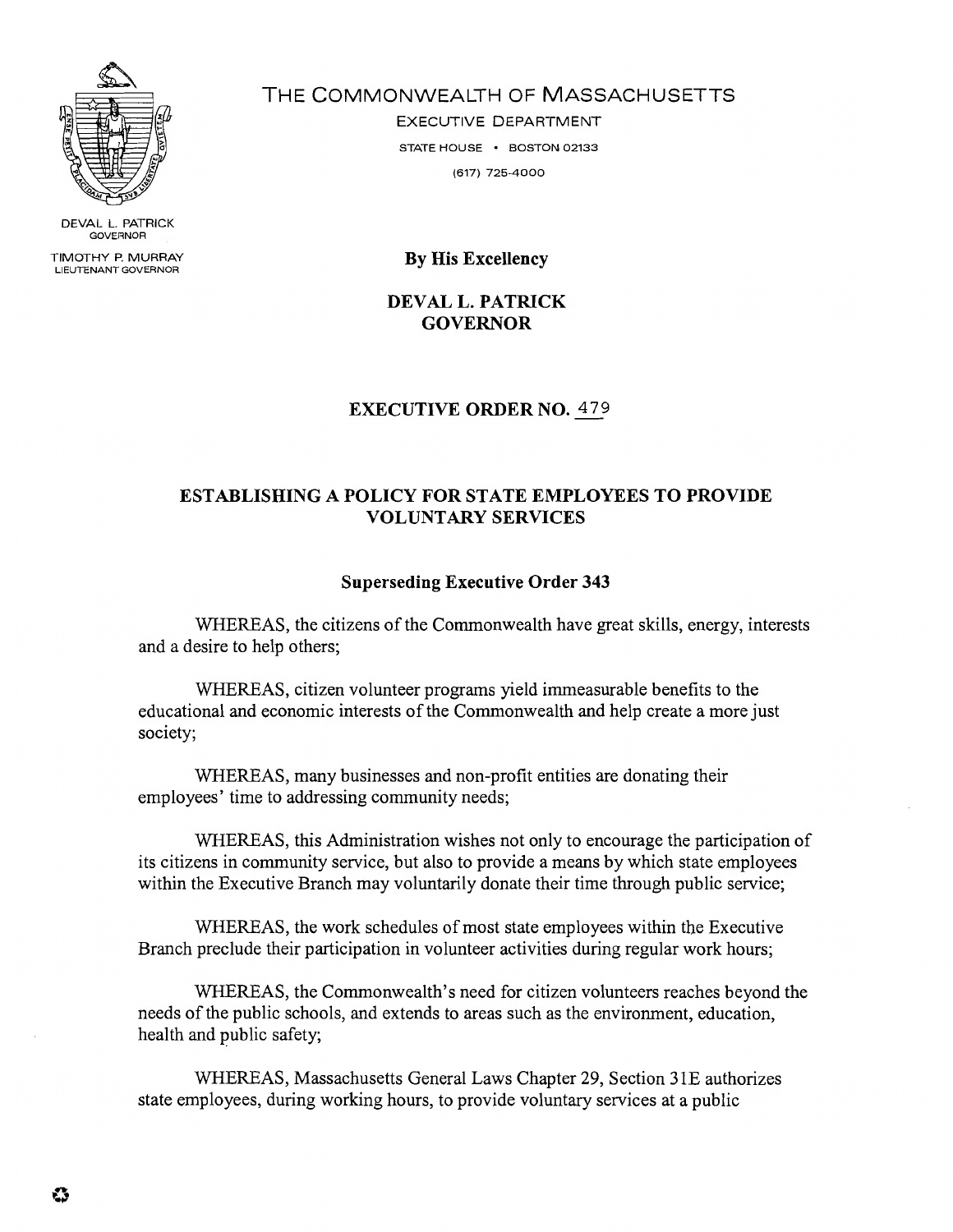DEVAL L. PATRICK
GOVERNOR

TIMOTHY P. MURRAY
LIEUTENANT GOVERNOR

THE COMMONWEALTH OF MASSACHUSETTS

EXECUTIVE DEPARTMENT

STATE HOUSE • BOSTON 02133

(617) 725-4000

**By His Excellency**

**DEVAL L. PATRICK**
**GOVERNOR**

# EXECUTIVE ORDER NO. 479

## ESTABLISHING A POLICY FOR STATE EMPLOYEES TO PROVIDE VOLUNTARY SERVICES

### Superseding Executive Order 343

WHEREAS, the citizens of the Commonwealth have great skills, energy, interests and a desire to help others;

WHEREAS, citizen volunteer programs yield immeasurable benefits to the educational and economic interests of the Commonwealth and help create a more just society;

WHEREAS, many businesses and non-profit entities are donating their employees' time to addressing community needs;

WHEREAS, this Administration wishes not only to encourage the participation of its citizens in community service, but also to provide a means by which state employees within the Executive Branch may voluntarily donate their time through public service;

WHEREAS, the work schedules of most state employees within the Executive Branch preclude their participation in volunteer activities during regular work hours;

WHEREAS, the Commonwealth's need for citizen volunteers reaches beyond the needs of the public schools, and extends to areas such as the environment, education, health and public safety;

WHEREAS, Massachusetts General Laws Chapter 29, Section 31E authorizes state employees, during working hours, to provide voluntary services at a public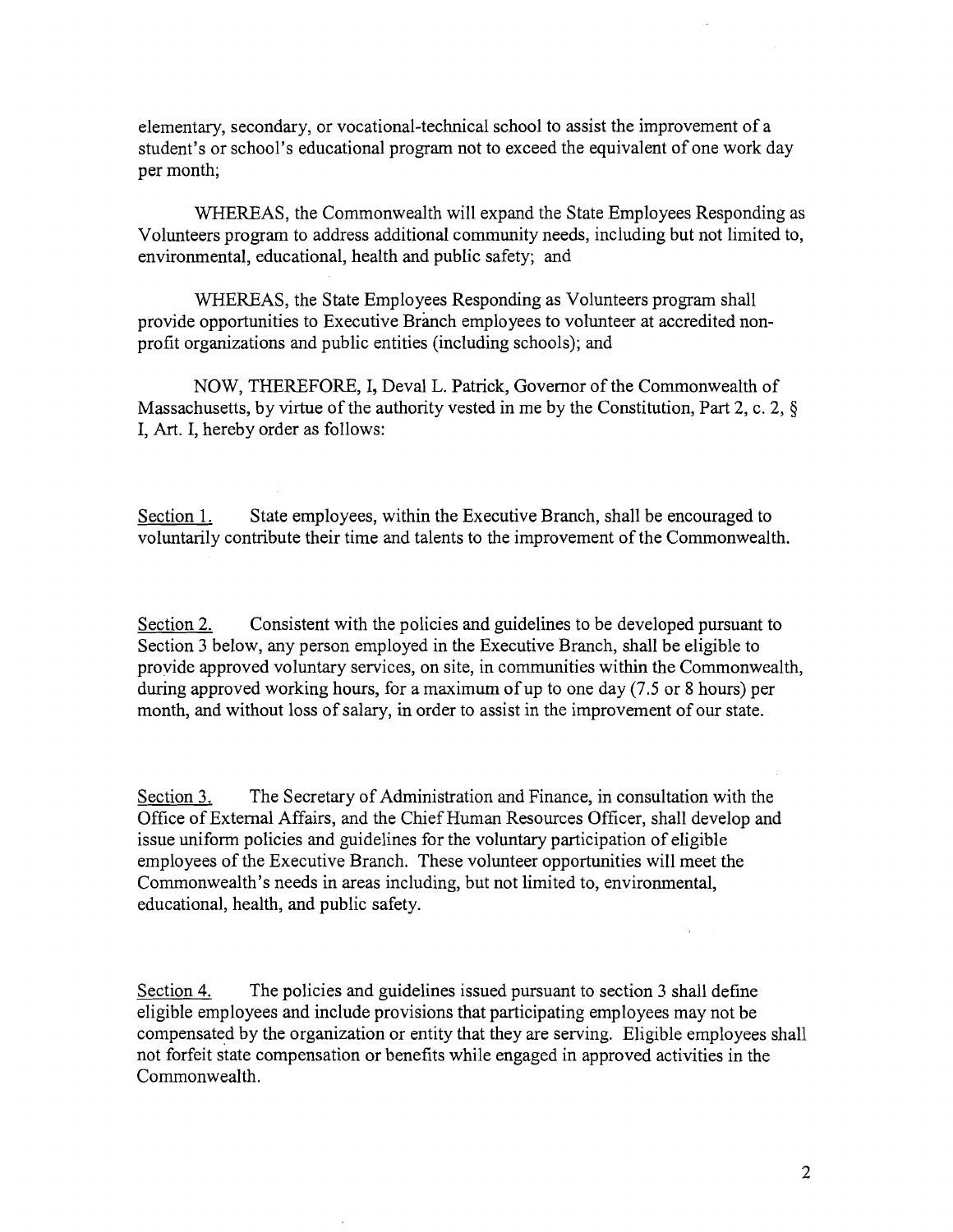elementary, secondary, or vocational-technical school to assist the improvement of a student's or school's educational program not to exceed the equivalent of one work day per month;

WHEREAS, the Commonwealth will expand the State Employees Responding as Volunteers program to address additional community needs, including but not limited to, environmental, educational, health and public safety; and

WHEREAS, the State Employees Responding as Volunteers program shall provide opportunities to Executive Branch employees to volunteer at accredited non-profit organizations and public entities (including schools); and

NOW, THEREFORE, I, Deval L. Patrick, Governor of the Commonwealth of Massachusetts, by virtue of the authority vested in me by the Constitution, Part 2, c. 2, § I, Art. I, hereby order as follows:

Section 1. State employees, within the Executive Branch, shall be encouraged to voluntarily contribute their time and talents to the improvement of the Commonwealth.

Section 2. Consistent with the policies and guidelines to be developed pursuant to Section 3 below, any person employed in the Executive Branch, shall be eligible to provide approved voluntary services, on site, in communities within the Commonwealth, during approved working hours, for a maximum of up to one day (7.5 or 8 hours) per month, and without loss of salary, in order to assist in the improvement of our state.

Section 3. The Secretary of Administration and Finance, in consultation with the Office of External Affairs, and the Chief Human Resources Officer, shall develop and issue uniform policies and guidelines for the voluntary participation of eligible employees of the Executive Branch. These volunteer opportunities will meet the Commonwealth's needs in areas including, but not limited to, environmental, educational, health, and public safety.

Section 4. The policies and guidelines issued pursuant to section 3 shall define eligible employees and include provisions that participating employees may not be compensated by the organization or entity that they are serving. Eligible employees shall not forfeit state compensation or benefits while engaged in approved activities in the Commonwealth.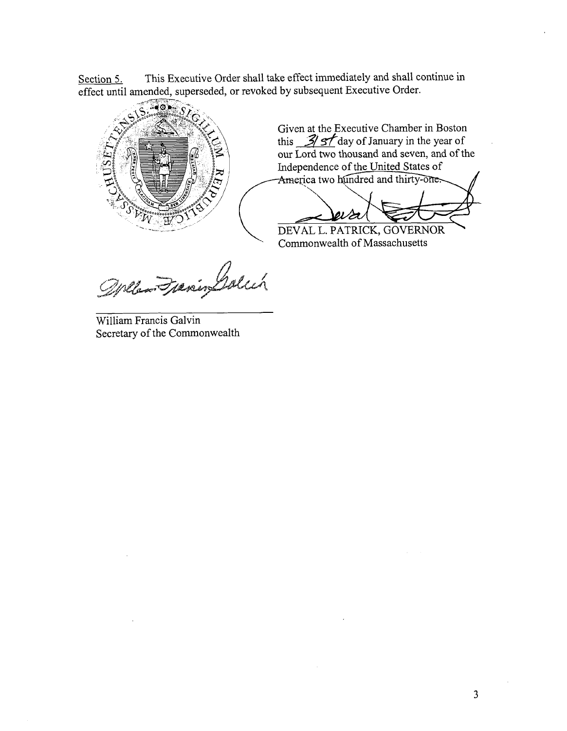Section 5. This Executive Order shall take effect immediately and shall continue in effect until amended, superseded, or revoked by subsequent Executive Order.

Given at the Executive Chamber in Boston this 31st day of January in the year of our Lord two thousand and seven, and of the Independence of the United States of America two hundred and thirty-one.

DEVAL L. PATRICK, GOVERNOR
Commonwealth of Massachusetts

William Francis Galvin
Secretary of the Commonwealth